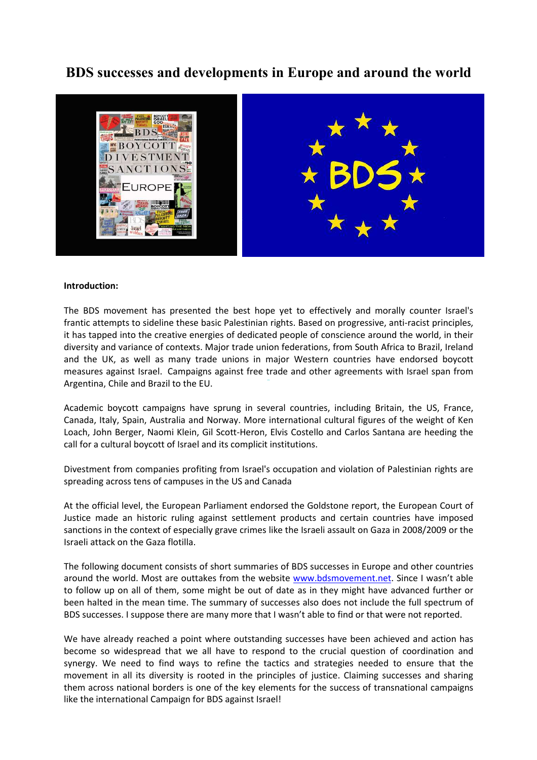# BDS successes and developments in Europe and around the world

**Introduction:**

The BDS movement has presented the best hope yet to effectively and morally counter Israel's frantic attempts to sideline these basic Palestinian rights. Based on progressive, anti-racist principles, it has tapped into the creative energies of dedicated people of conscience around the world, in their diversity and variance of contexts. Major trade union federations, from South Africa to Brazil, Ireland and the UK, as well as many trade unions in major Western countries have endorsed boycott measures against Israel. Campaigns against free trade and other agreements with Israel span from Argentina, Chile and Brazil to the EU.

Academic boycott campaigns have sprung in several countries, including Britain, the US, France, Canada, Italy, Spain, Australia and Norway. More international cultural figures of the weight of Ken Loach, John Berger, Naomi Klein, Gil Scott-Heron, Elvis Costello and Carlos Santana are heeding the call for a cultural boycott of Israel and its complicit institutions.

Divestment from companies profiting from Israel's occupation and violation of Palestinian rights are spreading across tens of campuses in the US and Canada

At the official level, the European Parliament endorsed the Goldstone report, the European Court of Justice made an historic ruling against settlement products and certain countries have imposed sanctions in the context of especially grave crimes like the Israeli assault on Gaza in 2008/2009 or the Israeli attack on the Gaza flotilla.

The following document consists of short summaries of BDS successes in Europe and other countries around the world. Most are outtakes from the website www.bdsmovement.net. Since I wasn't able to follow up on all of them, some might be out of date as in they might have advanced further or been halted in the mean time. The summary of successes also does not include the full spectrum of BDS successes. I suppose there are many more that I wasn't able to find or that were not reported.

We have already reached a point where outstanding successes have been achieved and action has become so widespread that we all have to respond to the crucial question of coordination and synergy. We need to find ways to refine the tactics and strategies needed to ensure that the movement in all its diversity is rooted in the principles of justice. Claiming successes and sharing them across national borders is one of the key elements for the success of transnational campaigns like the international Campaign for BDS against Israel!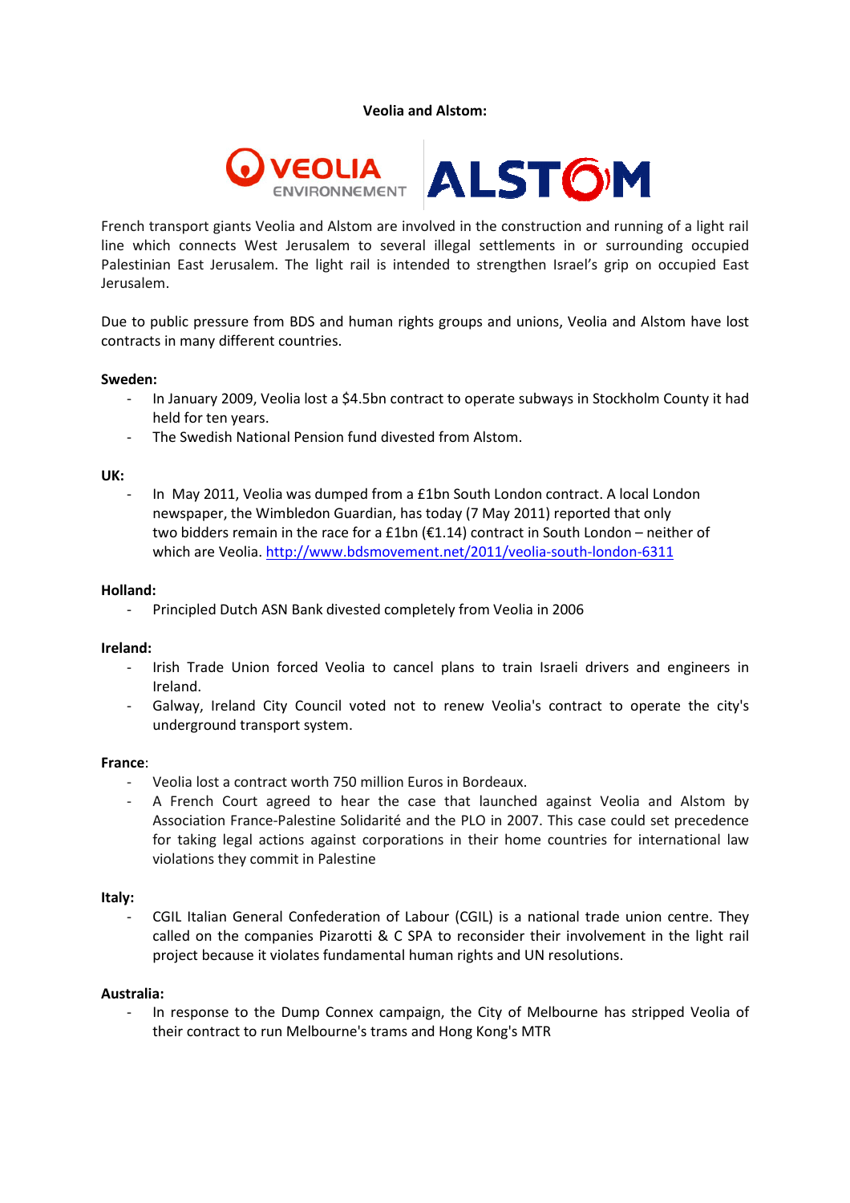**Veolia and Alstom:**

French transport giants Veolia and Alstom are involved in the construction and running of a light rail line which connects West Jerusalem to several illegal settlements in or surrounding occupied Palestinian East Jerusalem. The light rail is intended to strengthen Israel's grip on occupied East Jerusalem.

Due to public pressure from BDS and human rights groups and unions, Veolia and Alstom have lost contracts in many different countries.

**Sweden:**

- In January 2009, Veolia lost a $4.5bn contract to operate subways in Stockholm County it had held for ten years.
- The Swedish National Pension fund divested from Alstom.

**UK:**

- In May 2011, Veolia was dumped from a £1bn South London contract. A local London newspaper, the Wimbledon Guardian, has today (7 May 2011) reported that only two bidders remain in the race for a £1bn (€1.14) contract in South London – neither of which are Veolia. http://www.bdsmovement.net/2011/veolia-south-london-6311

**Holland:**

- Principled Dutch ASN Bank divested completely from Veolia in 2006

**Ireland:**

- Irish Trade Union forced Veolia to cancel plans to train Israeli drivers and engineers in Ireland.
- Galway, Ireland City Council voted not to renew Veolia's contract to operate the city's underground transport system.

**France**:

- Veolia lost a contract worth 750 million Euros in Bordeaux.
- A French Court agreed to hear the case that launched against Veolia and Alstom by Association France-Palestine Solidarité and the PLO in 2007. This case could set precedence for taking legal actions against corporations in their home countries for international law violations they commit in Palestine

**Italy:**

- CGIL Italian General Confederation of Labour (CGIL) is a national trade union centre. They called on the companies Pizarotti & C SPA to reconsider their involvement in the light rail project because it violates fundamental human rights and UN resolutions.

**Australia:**

- In response to the Dump Connex campaign, the City of Melbourne has stripped Veolia of their contract to run Melbourne's trams and Hong Kong's MTR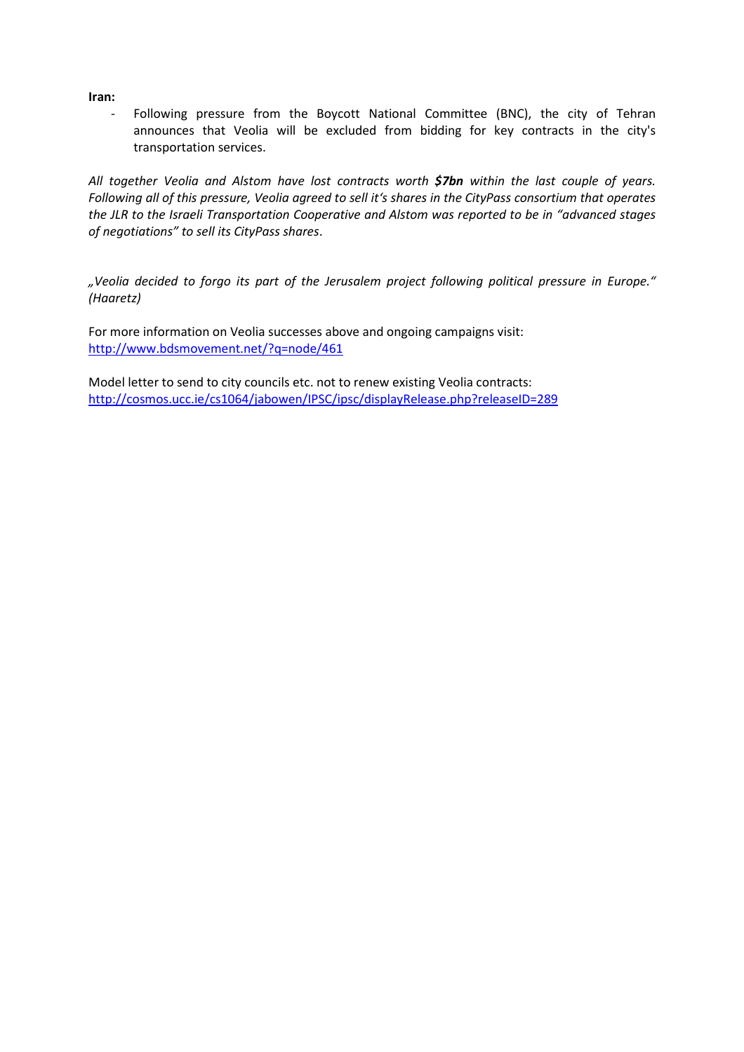**Iran:**

- Following pressure from the Boycott National Committee (BNC), the city of Tehran announces that Veolia will be excluded from bidding for key contracts in the city's transportation services.

*All together Veolia and Alstom have lost contracts worth **$7bn** within the last couple of years. Following all of this pressure, Veolia agreed to sell it's shares in the CityPass consortium that operates the JLR to the Israeli Transportation Cooperative and Alstom was reported to be in "advanced stages of negotiations" to sell its CityPass shares.*

*„Veolia decided to forgo its part of the Jerusalem project following political pressure in Europe." (Haaretz)*

For more information on Veolia successes above and ongoing campaigns visit:
http://www.bdsmovement.net/?q=node/461

Model letter to send to city councils etc. not to renew existing Veolia contracts:
http://cosmos.ucc.ie/cs1064/jabowen/IPSC/ipsc/displayRelease.php?releaseID=289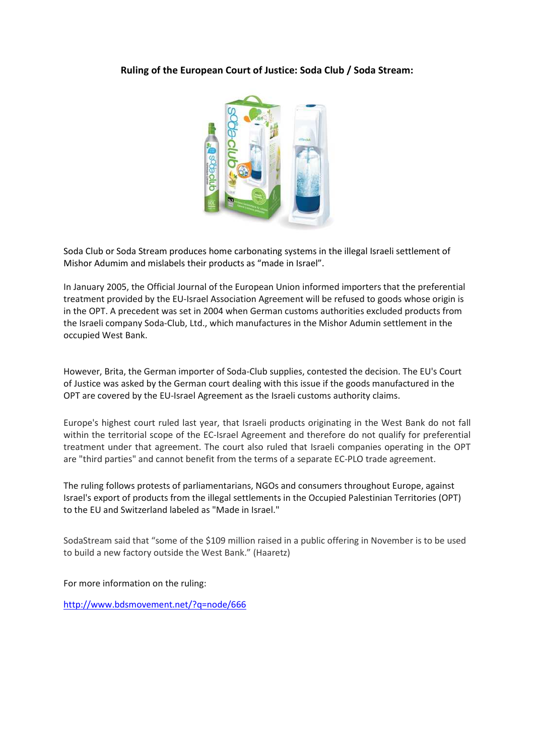**Ruling of the European Court of Justice: Soda Club / Soda Stream:**

Soda Club or Soda Stream produces home carbonating systems in the illegal Israeli settlement of Mishor Adumim and mislabels their products as "made in Israel".

In January 2005, the Official Journal of the European Union informed importers that the preferential treatment provided by the EU-Israel Association Agreement will be refused to goods whose origin is in the OPT. A precedent was set in 2004 when German customs authorities excluded products from the Israeli company Soda-Club, Ltd., which manufactures in the Mishor Adumin settlement in the occupied West Bank.

However, Brita, the German importer of Soda-Club supplies, contested the decision. The EU's Court of Justice was asked by the German court dealing with this issue if the goods manufactured in the OPT are covered by the EU-Israel Agreement as the Israeli customs authority claims.

Europe's highest court ruled last year, that Israeli products originating in the West Bank do not fall within the territorial scope of the EC-Israel Agreement and therefore do not qualify for preferential treatment under that agreement. The court also ruled that Israeli companies operating in the OPT are "third parties" and cannot benefit from the terms of a separate EC-PLO trade agreement.

The ruling follows protests of parliamentarians, NGOs and consumers throughout Europe, against Israel's export of products from the illegal settlements in the Occupied Palestinian Territories (OPT) to the EU and Switzerland labeled as "Made in Israel."

SodaStream said that "some of the $109 million raised in a public offering in November is to be used to build a new factory outside the West Bank." (Haaretz)

For more information on the ruling:

http://www.bdsmovement.net/?q=node/666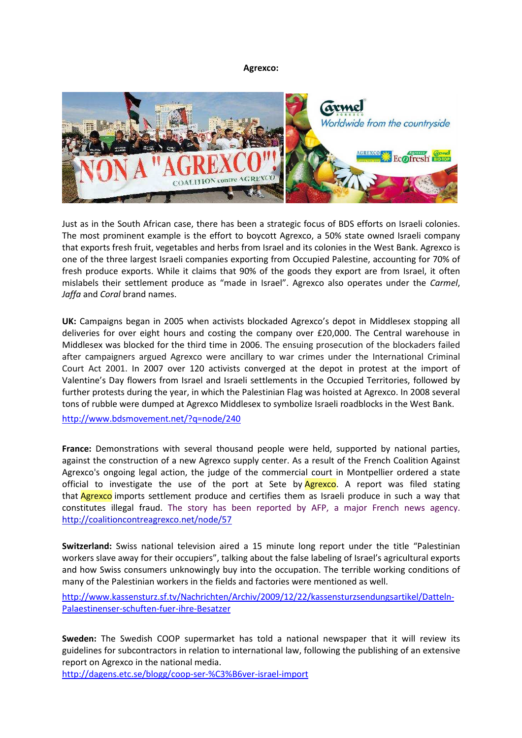**Agrexco:**

Just as in the South African case, there has been a strategic focus of BDS efforts on Israeli colonies. The most prominent example is the effort to boycott Agrexco, a 50% state owned Israeli company that exports fresh fruit, vegetables and herbs from Israel and its colonies in the West Bank. Agrexco is one of the three largest Israeli companies exporting from Occupied Palestine, accounting for 70% of fresh produce exports. While it claims that 90% of the goods they export are from Israel, it often mislabels their settlement produce as "made in Israel". Agrexco also operates under the *Carmel*, *Jaffa* and *Coral* brand names.

**UK:** Campaigns began in 2005 when activists blockaded Agrexco's depot in Middlesex stopping all deliveries for over eight hours and costing the company over £20,000. The Central warehouse in Middlesex was blocked for the third time in 2006. The ensuing prosecution of the blockaders failed after campaigners argued Agrexco were ancillary to war crimes under the International Criminal Court Act 2001. In 2007 over 120 activists converged at the depot in protest at the import of Valentine's Day flowers from Israel and Israeli settlements in the Occupied Territories, followed by further protests during the year, in which the Palestinian Flag was hoisted at Agrexco. In 2008 several tons of rubble were dumped at Agrexco Middlesex to symbolize Israeli roadblocks in the West Bank.

http://www.bdsmovement.net/?q=node/240

**France:** Demonstrations with several thousand people were held, supported by national parties, against the construction of a new Agrexco supply center. As a result of the French Coalition Against Agrexco's ongoing legal action, the judge of the commercial court in Montpellier ordered a state official to investigate the use of the port at Sete by Agrexco. A report was filed stating that Agrexco imports settlement produce and certifies them as Israeli produce in such a way that constitutes illegal fraud. The story has been reported by AFP, a major French news agency. http://coalitioncontreagrexco.net/node/57

**Switzerland:** Swiss national television aired a 15 minute long report under the title "Palestinian workers slave away for their occupiers", talking about the false labeling of Israel's agricultural exports and how Swiss consumers unknowingly buy into the occupation. The terrible working conditions of many of the Palestinian workers in the fields and factories were mentioned as well.

http://www.kassensturz.sf.tv/Nachrichten/Archiv/2009/12/22/kassensturzsendungsartikel/Datteln-Palaestinenser-schuften-fuer-ihre-Besatzer

**Sweden:** The Swedish COOP supermarket has told a national newspaper that it will review its guidelines for subcontractors in relation to international law, following the publishing of an extensive report on Agrexco in the national media.

http://dagens.etc.se/blogg/coop-ser-%C3%B6ver-israel-import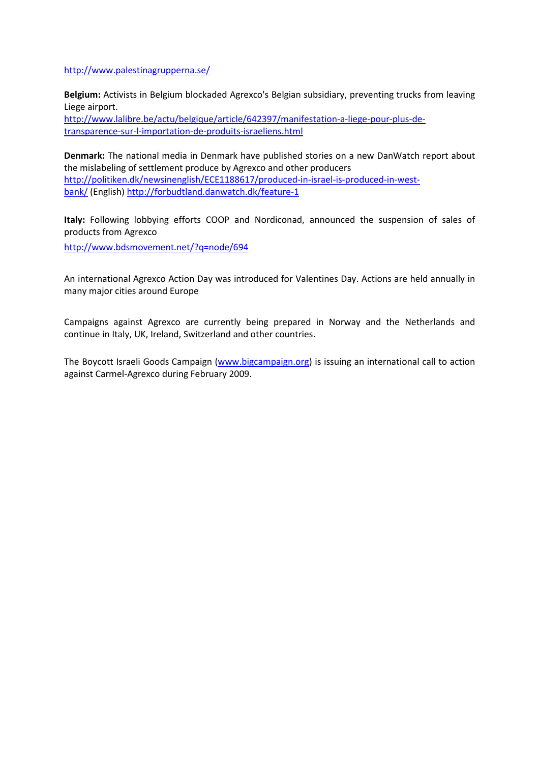http://www.palestinagrupperna.se/

**Belgium:** Activists in Belgium blockaded Agrexco's Belgian subsidiary, preventing trucks from leaving Liege airport.
http://www.lalibre.be/actu/belgique/article/642397/manifestation-a-liege-pour-plus-de-transparence-sur-l-importation-de-produits-israeliens.html

**Denmark:** The national media in Denmark have published stories on a new DanWatch report about the mislabeling of settlement produce by Agrexco and other producers
http://politiken.dk/newsinenglish/ECE1188617/produced-in-israel-is-produced-in-west-bank/ (English) http://forbudtland.danwatch.dk/feature-1

**Italy:** Following lobbying efforts COOP and Nordiconad, announced the suspension of sales of products from Agrexco

http://www.bdsmovement.net/?q=node/694

An international Agrexco Action Day was introduced for Valentines Day. Actions are held annually in many major cities around Europe

Campaigns against Agrexco are currently being prepared in Norway and the Netherlands and continue in Italy, UK, Ireland, Switzerland and other countries.

The Boycott Israeli Goods Campaign (www.bigcampaign.org) is issuing an international call to action against Carmel-Agrexco during February 2009.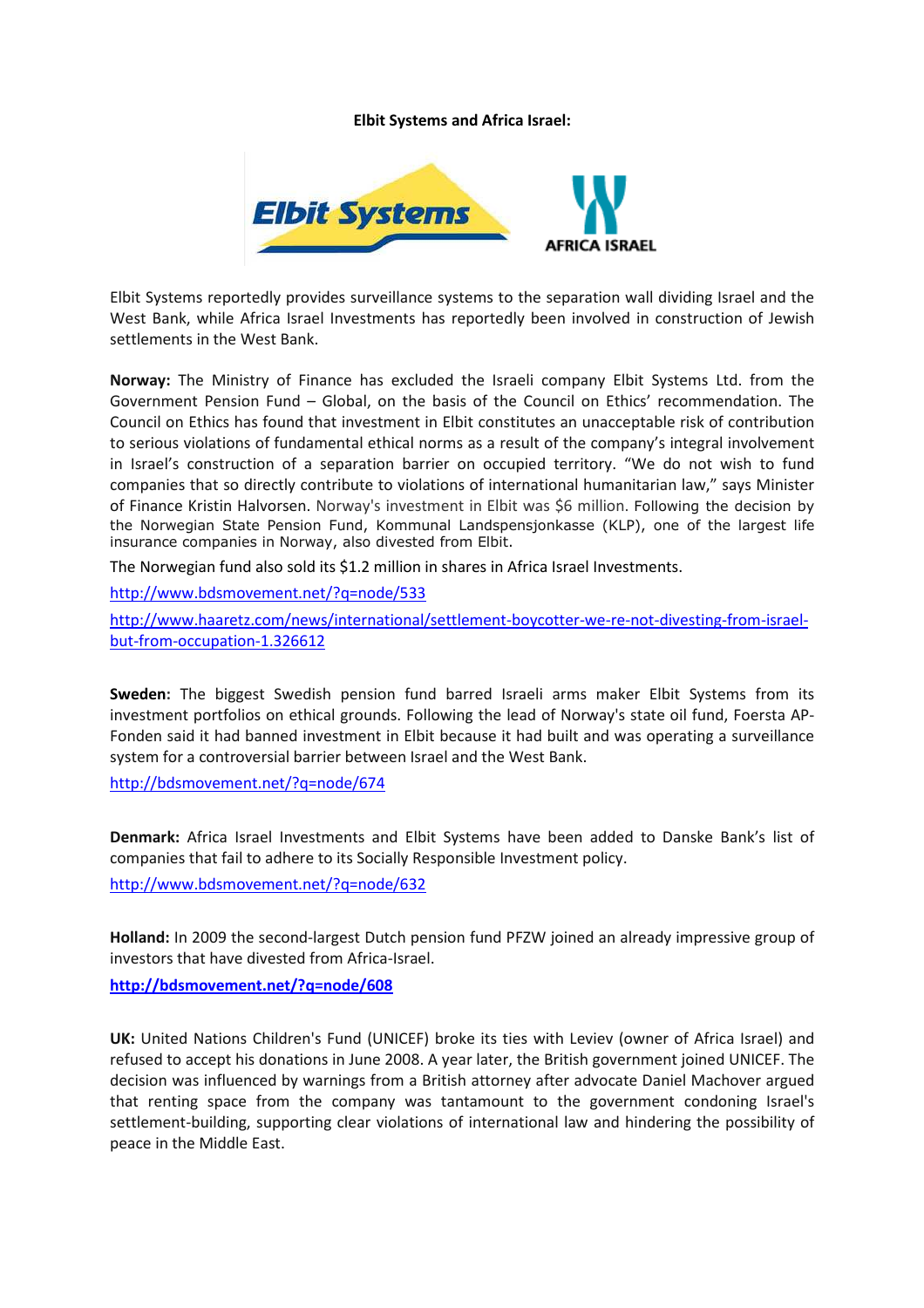**Elbit Systems and Africa Israel:**

Elbit Systems reportedly provides surveillance systems to the separation wall dividing Israel and the West Bank, while Africa Israel Investments has reportedly been involved in construction of Jewish settlements in the West Bank.

**Norway:** The Ministry of Finance has excluded the Israeli company Elbit Systems Ltd. from the Government Pension Fund – Global, on the basis of the Council on Ethics' recommendation. The Council on Ethics has found that investment in Elbit constitutes an unacceptable risk of contribution to serious violations of fundamental ethical norms as a result of the company's integral involvement in Israel's construction of a separation barrier on occupied territory. "We do not wish to fund companies that so directly contribute to violations of international humanitarian law," says Minister of Finance Kristin Halvorsen. Norway's investment in Elbit was $6 million. Following the decision by the Norwegian State Pension Fund, Kommunal Landspensjonkasse (KLP), one of the largest life insurance companies in Norway, also divested from Elbit.

The Norwegian fund also sold its $1.2 million in shares in Africa Israel Investments.

http://www.bdsmovement.net/?q=node/533

http://www.haaretz.com/news/international/settlement-boycotter-we-re-not-divesting-from-israel-but-from-occupation-1.326612

**Sweden:** The biggest Swedish pension fund barred Israeli arms maker Elbit Systems from its investment portfolios on ethical grounds. Following the lead of Norway's state oil fund, Foersta AP-Fonden said it had banned investment in Elbit because it had built and was operating a surveillance system for a controversial barrier between Israel and the West Bank.

http://bdsmovement.net/?q=node/674

**Denmark:** Africa Israel Investments and Elbit Systems have been added to Danske Bank's list of companies that fail to adhere to its Socially Responsible Investment policy.

http://www.bdsmovement.net/?q=node/632

**Holland:** In 2009 the second-largest Dutch pension fund PFZW joined an already impressive group of investors that have divested from Africa-Israel.

**http://bdsmovement.net/?q=node/608**

**UK:** United Nations Children's Fund (UNICEF) broke its ties with Leviev (owner of Africa Israel) and refused to accept his donations in June 2008. A year later, the British government joined UNICEF. The decision was influenced by warnings from a British attorney after advocate Daniel Machover argued that renting space from the company was tantamount to the government condoning Israel's settlement-building, supporting clear violations of international law and hindering the possibility of peace in the Middle East.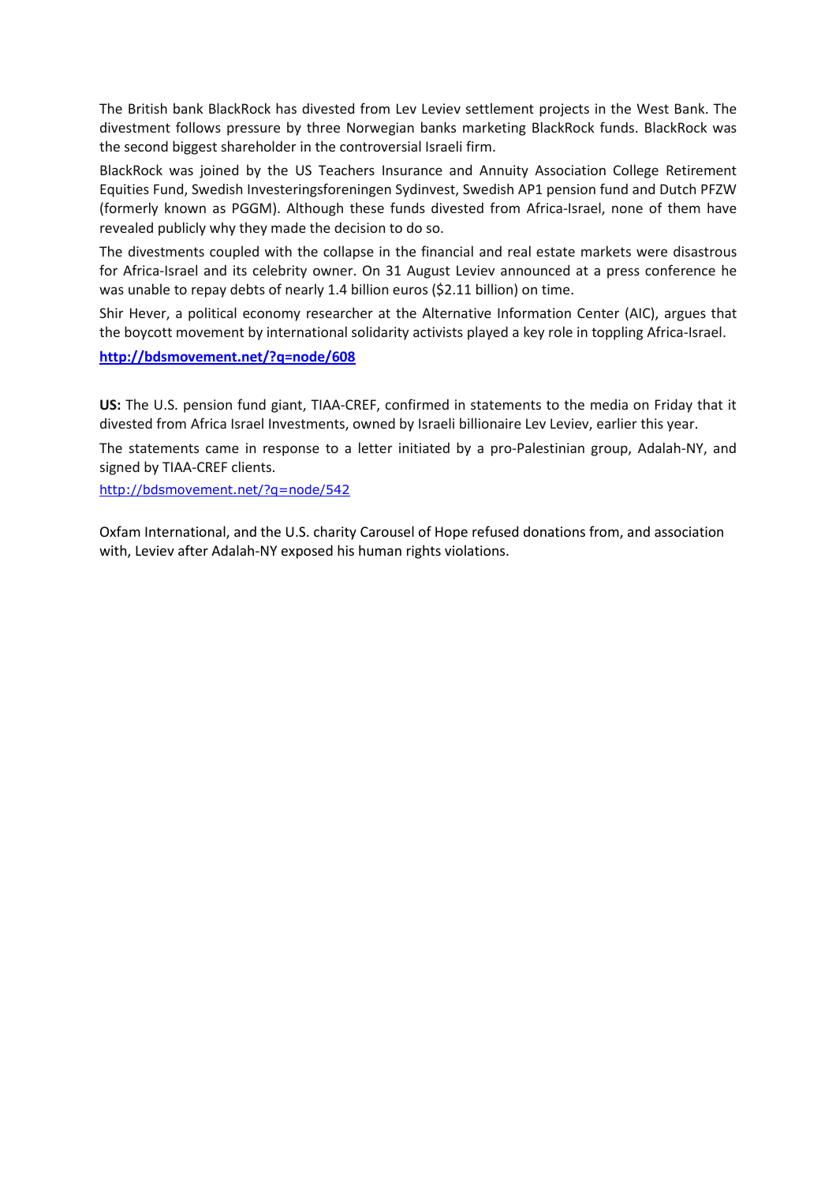The British bank BlackRock has divested from Lev Leviev settlement projects in the West Bank. The divestment follows pressure by three Norwegian banks marketing BlackRock funds. BlackRock was the second biggest shareholder in the controversial Israeli firm.

BlackRock was joined by the US Teachers Insurance and Annuity Association College Retirement Equities Fund, Swedish Investeringsforeningen Sydinvest, Swedish AP1 pension fund and Dutch PFZW (formerly known as PGGM). Although these funds divested from Africa-Israel, none of them have revealed publicly why they made the decision to do so.

The divestments coupled with the collapse in the financial and real estate markets were disastrous for Africa-Israel and its celebrity owner. On 31 August Leviev announced at a press conference he was unable to repay debts of nearly 1.4 billion euros ($2.11 billion) on time.

Shir Hever, a political economy researcher at the Alternative Information Center (AIC), argues that the boycott movement by international solidarity activists played a key role in toppling Africa-Israel.

**http://bdsmovement.net/?q=node/608**

**US:** The U.S. pension fund giant, TIAA-CREF, confirmed in statements to the media on Friday that it divested from Africa Israel Investments, owned by Israeli billionaire Lev Leviev, earlier this year.

The statements came in response to a letter initiated by a pro-Palestinian group, Adalah-NY, and signed by TIAA-CREF clients.

http://bdsmovement.net/?q=node/542

Oxfam International, and the U.S. charity Carousel of Hope refused donations from, and association with, Leviev after Adalah-NY exposed his human rights violations.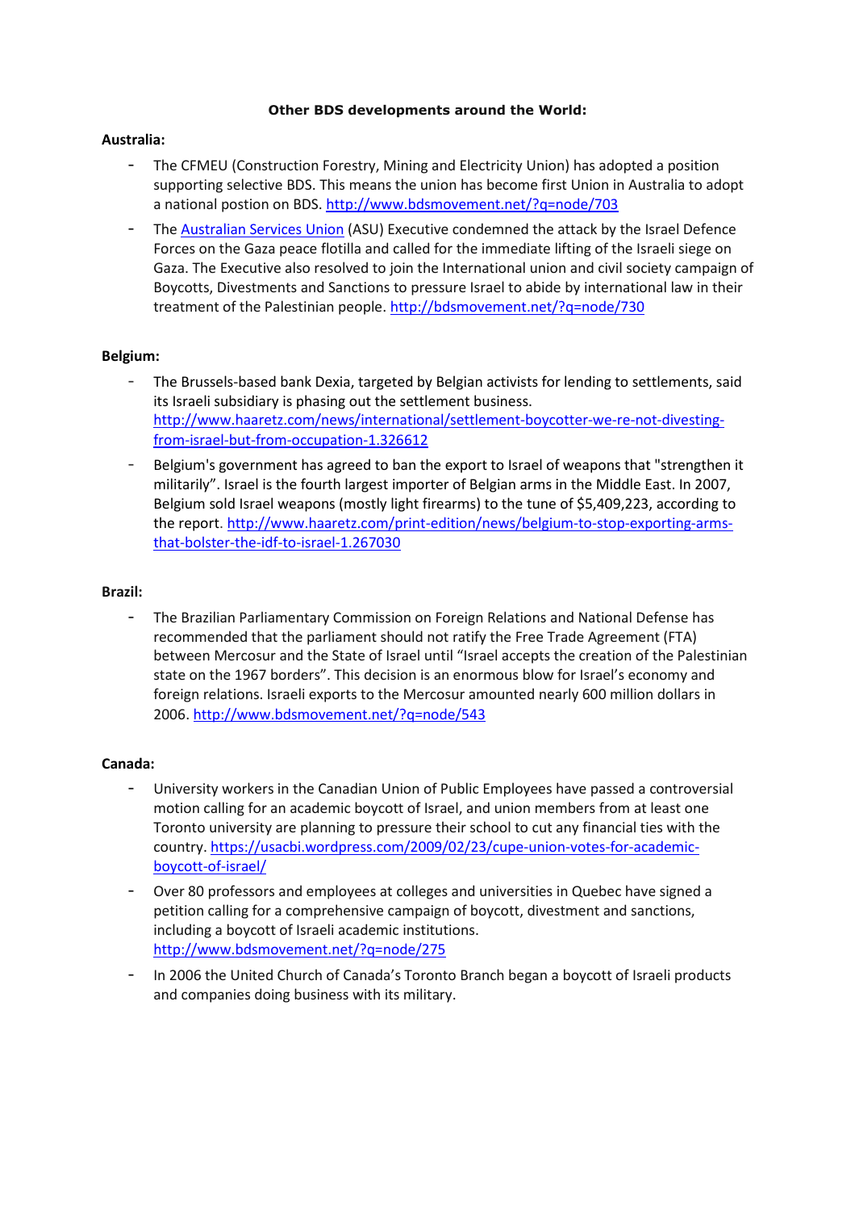**Other BDS developments around the World:**

**Australia:**

- The CFMEU (Construction Forestry, Mining and Electricity Union) has adopted a position supporting selective BDS. This means the union has become first Union in Australia to adopt a national postion on BDS. http://www.bdsmovement.net/?q=node/703
- The Australian Services Union (ASU) Executive condemned the attack by the Israel Defence Forces on the Gaza peace flotilla and called for the immediate lifting of the Israeli siege on Gaza. The Executive also resolved to join the International union and civil society campaign of Boycotts, Divestments and Sanctions to pressure Israel to abide by international law in their treatment of the Palestinian people. http://bdsmovement.net/?q=node/730

**Belgium:**

- The Brussels-based bank Dexia, targeted by Belgian activists for lending to settlements, said its Israeli subsidiary is phasing out the settlement business. http://www.haaretz.com/news/international/settlement-boycotter-we-re-not-divesting-from-israel-but-from-occupation-1.326612
- Belgium's government has agreed to ban the export to Israel of weapons that "strengthen it militarily". Israel is the fourth largest importer of Belgian arms in the Middle East. In 2007, Belgium sold Israel weapons (mostly light firearms) to the tune of $5,409,223, according to the report. http://www.haaretz.com/print-edition/news/belgium-to-stop-exporting-arms-that-bolster-the-idf-to-israel-1.267030

**Brazil:**

- The Brazilian Parliamentary Commission on Foreign Relations and National Defense has recommended that the parliament should not ratify the Free Trade Agreement (FTA) between Mercosur and the State of Israel until "Israel accepts the creation of the Palestinian state on the 1967 borders". This decision is an enormous blow for Israel's economy and foreign relations. Israeli exports to the Mercosur amounted nearly 600 million dollars in 2006. http://www.bdsmovement.net/?q=node/543

**Canada:**

- University workers in the Canadian Union of Public Employees have passed a controversial motion calling for an academic boycott of Israel, and union members from at least one Toronto university are planning to pressure their school to cut any financial ties with the country. https://usacbi.wordpress.com/2009/02/23/cupe-union-votes-for-academic-boycott-of-israel/
- Over 80 professors and employees at colleges and universities in Quebec have signed a petition calling for a comprehensive campaign of boycott, divestment and sanctions, including a boycott of Israeli academic institutions. http://www.bdsmovement.net/?q=node/275
- In 2006 the United Church of Canada's Toronto Branch began a boycott of Israeli products and companies doing business with its military.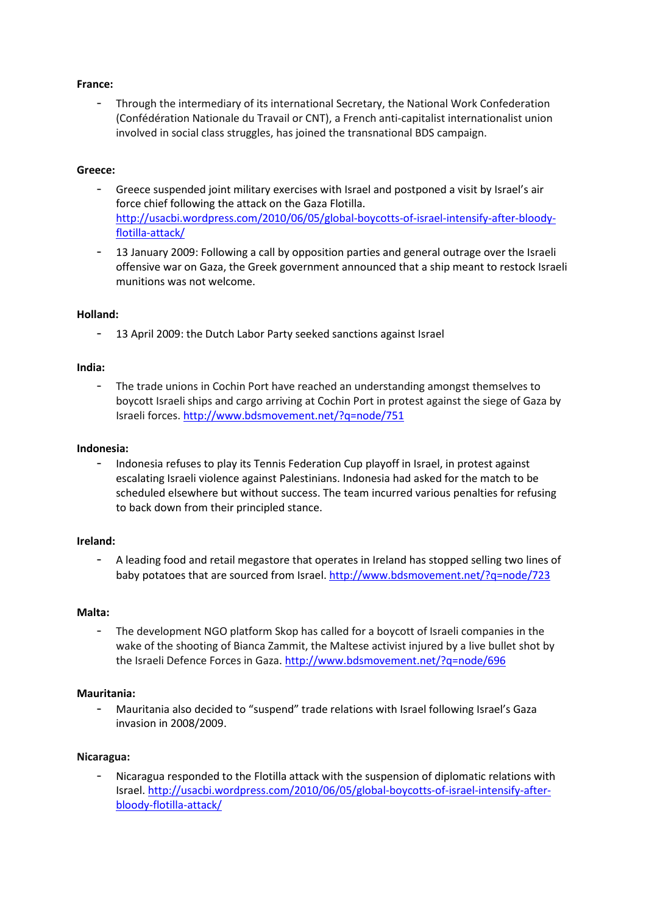**France:**

- Through the intermediary of its international Secretary, the National Work Confederation (Confédération Nationale du Travail or CNT), a French anti-capitalist internationalist union involved in social class struggles, has joined the transnational BDS campaign.

**Greece:**

- Greece suspended joint military exercises with Israel and postponed a visit by Israel's air force chief following the attack on the Gaza Flotilla. http://usacbi.wordpress.com/2010/06/05/global-boycotts-of-israel-intensify-after-bloody-flotilla-attack/
- 13 January 2009: Following a call by opposition parties and general outrage over the Israeli offensive war on Gaza, the Greek government announced that a ship meant to restock Israeli munitions was not welcome.

**Holland:**

- 13 April 2009: the Dutch Labor Party seeked sanctions against Israel

**India:**

- The trade unions in Cochin Port have reached an understanding amongst themselves to boycott Israeli ships and cargo arriving at Cochin Port in protest against the siege of Gaza by Israeli forces. http://www.bdsmovement.net/?q=node/751

**Indonesia:**

- Indonesia refuses to play its Tennis Federation Cup playoff in Israel, in protest against escalating Israeli violence against Palestinians. Indonesia had asked for the match to be scheduled elsewhere but without success. The team incurred various penalties for refusing to back down from their principled stance.

**Ireland:**

- A leading food and retail megastore that operates in Ireland has stopped selling two lines of baby potatoes that are sourced from Israel. http://www.bdsmovement.net/?q=node/723

**Malta:**

- The development NGO platform Skop has called for a boycott of Israeli companies in the wake of the shooting of Bianca Zammit, the Maltese activist injured by a live bullet shot by the Israeli Defence Forces in Gaza. http://www.bdsmovement.net/?q=node/696

**Mauritania:**

- Mauritania also decided to "suspend" trade relations with Israel following Israel's Gaza invasion in 2008/2009.

**Nicaragua:**

- Nicaragua responded to the Flotilla attack with the suspension of diplomatic relations with Israel. http://usacbi.wordpress.com/2010/06/05/global-boycotts-of-israel-intensify-after-bloody-flotilla-attack/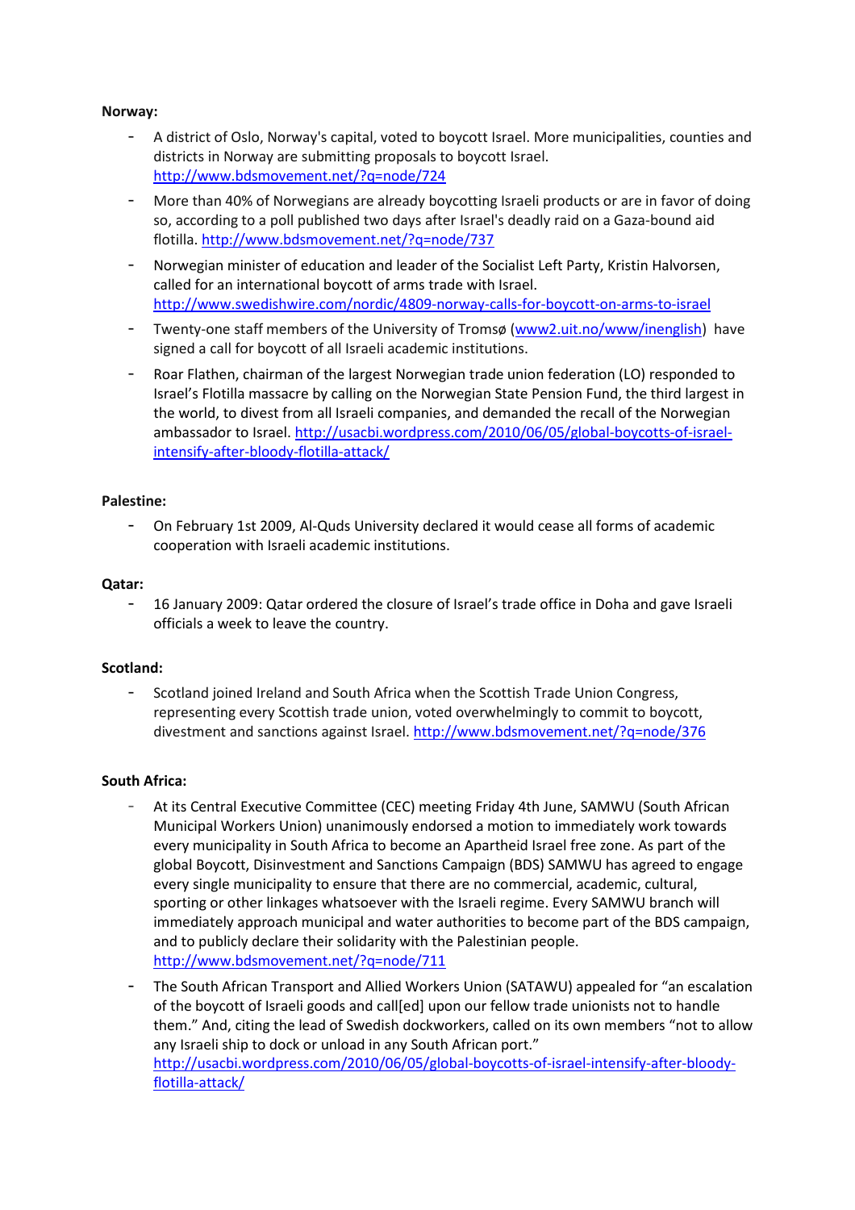**Norway:**

- A district of Oslo, Norway's capital, voted to boycott Israel. More municipalities, counties and districts in Norway are submitting proposals to boycott Israel. http://www.bdsmovement.net/?q=node/724
- More than 40% of Norwegians are already boycotting Israeli products or are in favor of doing so, according to a poll published two days after Israel's deadly raid on a Gaza-bound aid flotilla. http://www.bdsmovement.net/?q=node/737
- Norwegian minister of education and leader of the Socialist Left Party, Kristin Halvorsen, called for an international boycott of arms trade with Israel. http://www.swedishwire.com/nordic/4809-norway-calls-for-boycott-on-arms-to-israel
- Twenty-one staff members of the University of Tromsø (www2.uit.no/www/inenglish) have signed a call for boycott of all Israeli academic institutions.
- Roar Flathen, chairman of the largest Norwegian trade union federation (LO) responded to Israel's Flotilla massacre by calling on the Norwegian State Pension Fund, the third largest in the world, to divest from all Israeli companies, and demanded the recall of the Norwegian ambassador to Israel. http://usacbi.wordpress.com/2010/06/05/global-boycotts-of-israel-intensify-after-bloody-flotilla-attack/

**Palestine:**

- On February 1st 2009, Al-Quds University declared it would cease all forms of academic cooperation with Israeli academic institutions.

**Qatar:**

- 16 January 2009: Qatar ordered the closure of Israel's trade office in Doha and gave Israeli officials a week to leave the country.

**Scotland:**

- Scotland joined Ireland and South Africa when the Scottish Trade Union Congress, representing every Scottish trade union, voted overwhelmingly to commit to boycott, divestment and sanctions against Israel. http://www.bdsmovement.net/?q=node/376

**South Africa:**

- At its Central Executive Committee (CEC) meeting Friday 4th June, SAMWU (South African Municipal Workers Union) unanimously endorsed a motion to immediately work towards every municipality in South Africa to become an Apartheid Israel free zone. As part of the global Boycott, Disinvestment and Sanctions Campaign (BDS) SAMWU has agreed to engage every single municipality to ensure that there are no commercial, academic, cultural, sporting or other linkages whatsoever with the Israeli regime. Every SAMWU branch will immediately approach municipal and water authorities to become part of the BDS campaign, and to publicly declare their solidarity with the Palestinian people. http://www.bdsmovement.net/?q=node/711
- The South African Transport and Allied Workers Union (SATAWU) appealed for "an escalation of the boycott of Israeli goods and call[ed] upon our fellow trade unionists not to handle them." And, citing the lead of Swedish dockworkers, called on its own members "not to allow any Israeli ship to dock or unload in any South African port." http://usacbi.wordpress.com/2010/06/05/global-boycotts-of-israel-intensify-after-bloody-flotilla-attack/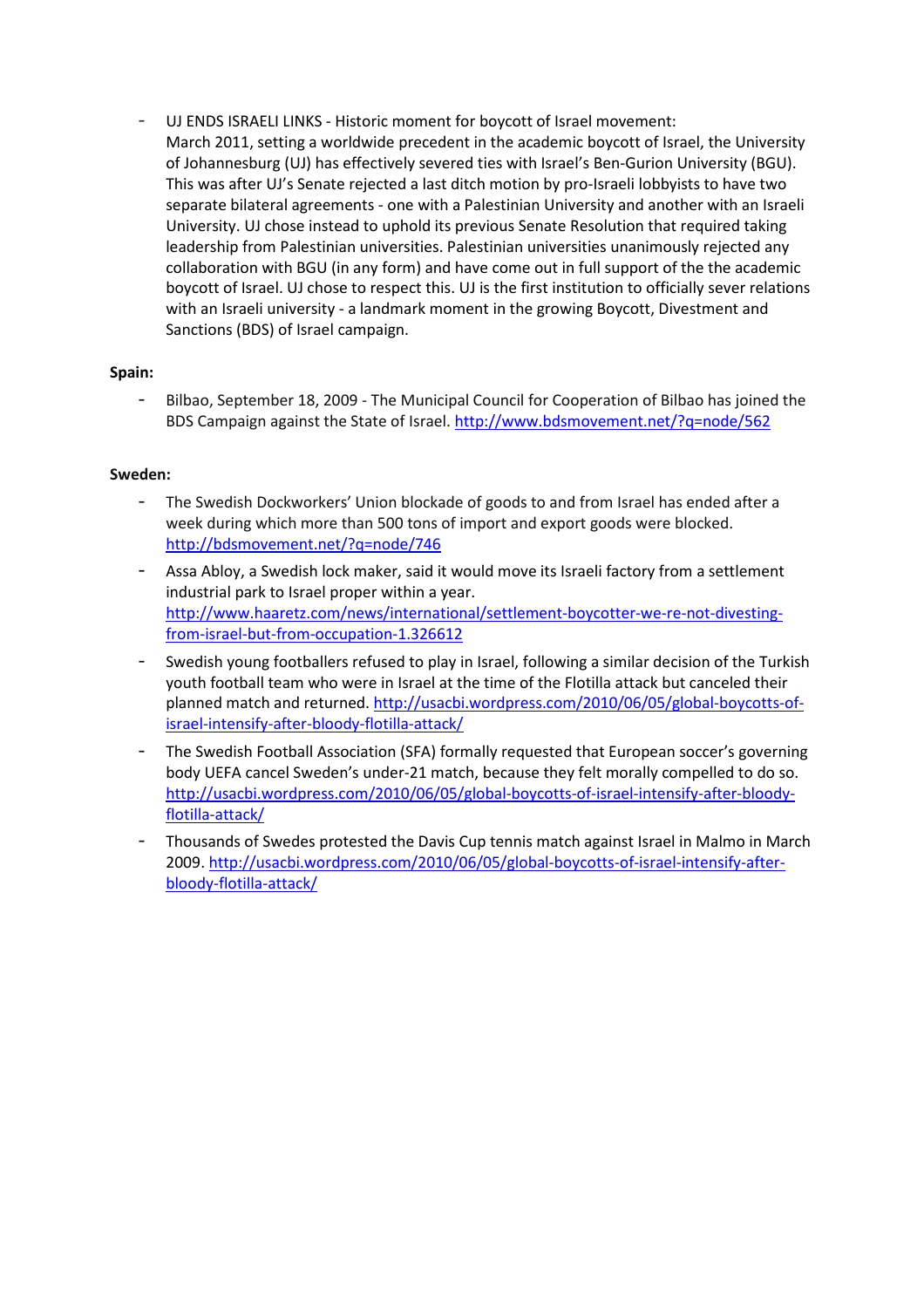- UJ ENDS ISRAELI LINKS - Historic moment for boycott of Israel movement: March 2011, setting a worldwide precedent in the academic boycott of Israel, the University of Johannesburg (UJ) has effectively severed ties with Israel's Ben-Gurion University (BGU). This was after UJ's Senate rejected a last ditch motion by pro-Israeli lobbyists to have two separate bilateral agreements - one with a Palestinian University and another with an Israeli University. UJ chose instead to uphold its previous Senate Resolution that required taking leadership from Palestinian universities. Palestinian universities unanimously rejected any collaboration with BGU (in any form) and have come out in full support of the the academic boycott of Israel. UJ chose to respect this. UJ is the first institution to officially sever relations with an Israeli university - a landmark moment in the growing Boycott, Divestment and Sanctions (BDS) of Israel campaign.

**Spain:**

- Bilbao, September 18, 2009 - The Municipal Council for Cooperation of Bilbao has joined the BDS Campaign against the State of Israel. http://www.bdsmovement.net/?q=node/562

**Sweden:**

- The Swedish Dockworkers' Union blockade of goods to and from Israel has ended after a week during which more than 500 tons of import and export goods were blocked. http://bdsmovement.net/?q=node/746
- Assa Abloy, a Swedish lock maker, said it would move its Israeli factory from a settlement industrial park to Israel proper within a year. http://www.haaretz.com/news/international/settlement-boycotter-we-re-not-divesting-from-israel-but-from-occupation-1.326612
- Swedish young footballers refused to play in Israel, following a similar decision of the Turkish youth football team who were in Israel at the time of the Flotilla attack but canceled their planned match and returned. http://usacbi.wordpress.com/2010/06/05/global-boycotts-of-israel-intensify-after-bloody-flotilla-attack/
- The Swedish Football Association (SFA) formally requested that European soccer's governing body UEFA cancel Sweden's under-21 match, because they felt morally compelled to do so. http://usacbi.wordpress.com/2010/06/05/global-boycotts-of-israel-intensify-after-bloody-flotilla-attack/
- Thousands of Swedes protested the Davis Cup tennis match against Israel in Malmo in March 2009. http://usacbi.wordpress.com/2010/06/05/global-boycotts-of-israel-intensify-after-bloody-flotilla-attack/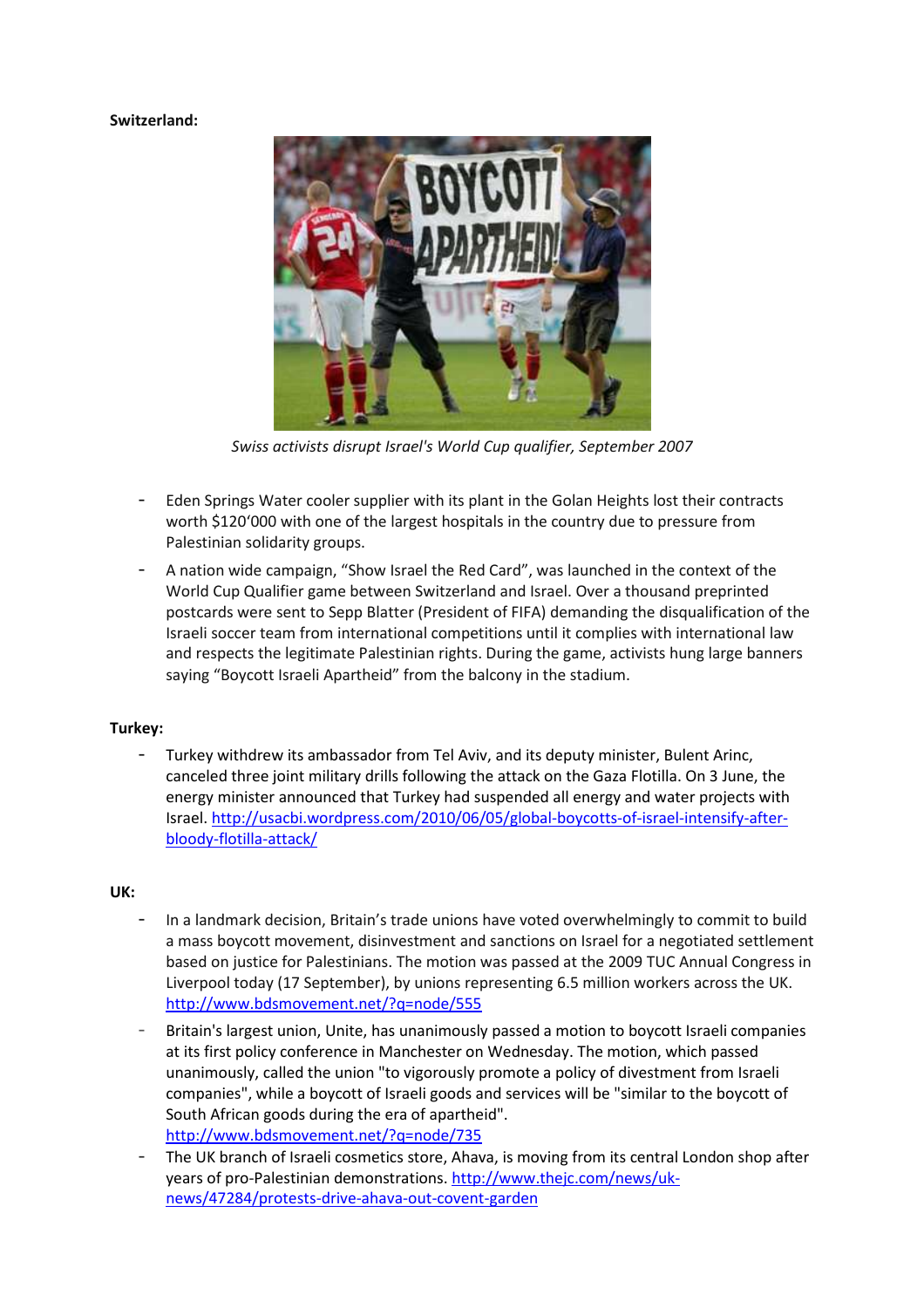**Switzerland:**

*Swiss activists disrupt Israel's World Cup qualifier, September 2007*

- Eden Springs Water cooler supplier with its plant in the Golan Heights lost their contracts worth $120'000 with one of the largest hospitals in the country due to pressure from Palestinian solidarity groups.
- A nation wide campaign, "Show Israel the Red Card", was launched in the context of the World Cup Qualifier game between Switzerland and Israel. Over a thousand preprinted postcards were sent to Sepp Blatter (President of FIFA) demanding the disqualification of the Israeli soccer team from international competitions until it complies with international law and respects the legitimate Palestinian rights. During the game, activists hung large banners saying "Boycott Israeli Apartheid" from the balcony in the stadium.

**Turkey:**

- Turkey withdrew its ambassador from Tel Aviv, and its deputy minister, Bulent Arinc, canceled three joint military drills following the attack on the Gaza Flotilla. On 3 June, the energy minister announced that Turkey had suspended all energy and water projects with Israel. http://usacbi.wordpress.com/2010/06/05/global-boycotts-of-israel-intensify-after-bloody-flotilla-attack/

**UK:**

- In a landmark decision, Britain's trade unions have voted overwhelmingly to commit to build a mass boycott movement, disinvestment and sanctions on Israel for a negotiated settlement based on justice for Palestinians. The motion was passed at the 2009 TUC Annual Congress in Liverpool today (17 September), by unions representing 6.5 million workers across the UK. http://www.bdsmovement.net/?q=node/555
- Britain's largest union, Unite, has unanimously passed a motion to boycott Israeli companies at its first policy conference in Manchester on Wednesday. The motion, which passed unanimously, called the union "to vigorously promote a policy of divestment from Israeli companies", while a boycott of Israeli goods and services will be "similar to the boycott of South African goods during the era of apartheid". http://www.bdsmovement.net/?q=node/735
- The UK branch of Israeli cosmetics store, Ahava, is moving from its central London shop after years of pro-Palestinian demonstrations. http://www.thejc.com/news/uk-news/47284/protests-drive-ahava-out-covent-garden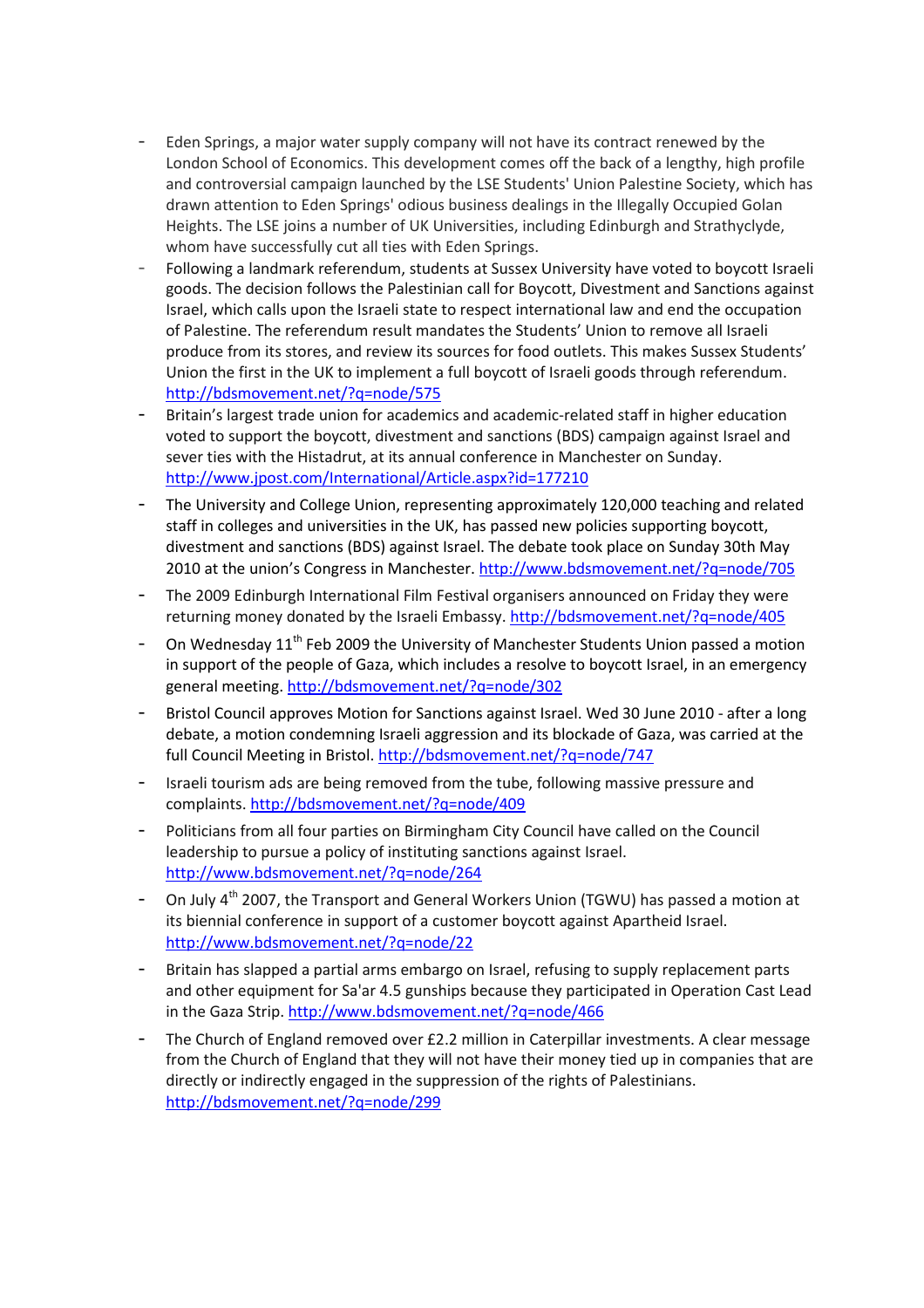- Eden Springs, a major water supply company will not have its contract renewed by the London School of Economics. This development comes off the back of a lengthy, high profile and controversial campaign launched by the LSE Students' Union Palestine Society, which has drawn attention to Eden Springs' odious business dealings in the Illegally Occupied Golan Heights. The LSE joins a number of UK Universities, including Edinburgh and Strathyclyde, whom have successfully cut all ties with Eden Springs.
- Following a landmark referendum, students at Sussex University have voted to boycott Israeli goods. The decision follows the Palestinian call for Boycott, Divestment and Sanctions against Israel, which calls upon the Israeli state to respect international law and end the occupation of Palestine. The referendum result mandates the Students' Union to remove all Israeli produce from its stores, and review its sources for food outlets. This makes Sussex Students' Union the first in the UK to implement a full boycott of Israeli goods through referendum. http://bdsmovement.net/?q=node/575
- Britain's largest trade union for academics and academic-related staff in higher education voted to support the boycott, divestment and sanctions (BDS) campaign against Israel and sever ties with the Histadrut, at its annual conference in Manchester on Sunday. http://www.jpost.com/International/Article.aspx?id=177210
- The University and College Union, representing approximately 120,000 teaching and related staff in colleges and universities in the UK, has passed new policies supporting boycott, divestment and sanctions (BDS) against Israel. The debate took place on Sunday 30th May 2010 at the union's Congress in Manchester. http://www.bdsmovement.net/?q=node/705
- The 2009 Edinburgh International Film Festival organisers announced on Friday they were returning money donated by the Israeli Embassy. http://bdsmovement.net/?q=node/405
- On Wednesday 11th Feb 2009 the University of Manchester Students Union passed a motion in support of the people of Gaza, which includes a resolve to boycott Israel, in an emergency general meeting. http://bdsmovement.net/?q=node/302
- Bristol Council approves Motion for Sanctions against Israel. Wed 30 June 2010 - after a long debate, a motion condemning Israeli aggression and its blockade of Gaza, was carried at the full Council Meeting in Bristol. http://bdsmovement.net/?q=node/747
- Israeli tourism ads are being removed from the tube, following massive pressure and complaints. http://bdsmovement.net/?q=node/409
- Politicians from all four parties on Birmingham City Council have called on the Council leadership to pursue a policy of instituting sanctions against Israel. http://www.bdsmovement.net/?q=node/264
- On July 4th 2007, the Transport and General Workers Union (TGWU) has passed a motion at its biennial conference in support of a customer boycott against Apartheid Israel. http://www.bdsmovement.net/?q=node/22
- Britain has slapped a partial arms embargo on Israel, refusing to supply replacement parts and other equipment for Sa'ar 4.5 gunships because they participated in Operation Cast Lead in the Gaza Strip. http://www.bdsmovement.net/?q=node/466
- The Church of England removed over £2.2 million in Caterpillar investments. A clear message from the Church of England that they will not have their money tied up in companies that are directly or indirectly engaged in the suppression of the rights of Palestinians. http://bdsmovement.net/?q=node/299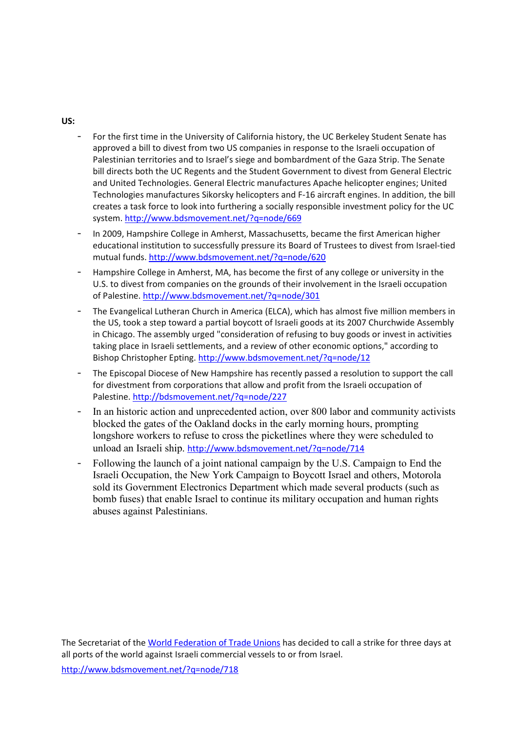**US:**

- For the first time in the University of California history, the UC Berkeley Student Senate has approved a bill to divest from two US companies in response to the Israeli occupation of Palestinian territories and to Israel's siege and bombardment of the Gaza Strip. The Senate bill directs both the UC Regents and the Student Government to divest from General Electric and United Technologies. General Electric manufactures Apache helicopter engines; United Technologies manufactures Sikorsky helicopters and F-16 aircraft engines. In addition, the bill creates a task force to look into furthering a socially responsible investment policy for the UC system. http://www.bdsmovement.net/?q=node/669
- In 2009, Hampshire College in Amherst, Massachusetts, became the first American higher educational institution to successfully pressure its Board of Trustees to divest from Israel-tied mutual funds. http://www.bdsmovement.net/?q=node/620
- Hampshire College in Amherst, MA, has become the first of any college or university in the U.S. to divest from companies on the grounds of their involvement in the Israeli occupation of Palestine. http://www.bdsmovement.net/?q=node/301
- The Evangelical Lutheran Church in America (ELCA), which has almost five million members in the US, took a step toward a partial boycott of Israeli goods at its 2007 Churchwide Assembly in Chicago. The assembly urged "consideration of refusing to buy goods or invest in activities taking place in Israeli settlements, and a review of other economic options," according to Bishop Christopher Epting. http://www.bdsmovement.net/?q=node/12
- The Episcopal Diocese of New Hampshire has recently passed a resolution to support the call for divestment from corporations that allow and profit from the Israeli occupation of Palestine. http://bdsmovement.net/?q=node/227
- In an historic action and unprecedented action, over 800 labor and community activists blocked the gates of the Oakland docks in the early morning hours, prompting longshore workers to refuse to cross the picketlines where they were scheduled to unload an Israeli ship. http://www.bdsmovement.net/?q=node/714
- Following the launch of a joint national campaign by the U.S. Campaign to End the Israeli Occupation, the New York Campaign to Boycott Israel and others, Motorola sold its Government Electronics Department which made several products (such as bomb fuses) that enable Israel to continue its military occupation and human rights abuses against Palestinians.

The Secretariat of the World Federation of Trade Unions has decided to call a strike for three days at all ports of the world against Israeli commercial vessels to or from Israel.

http://www.bdsmovement.net/?q=node/718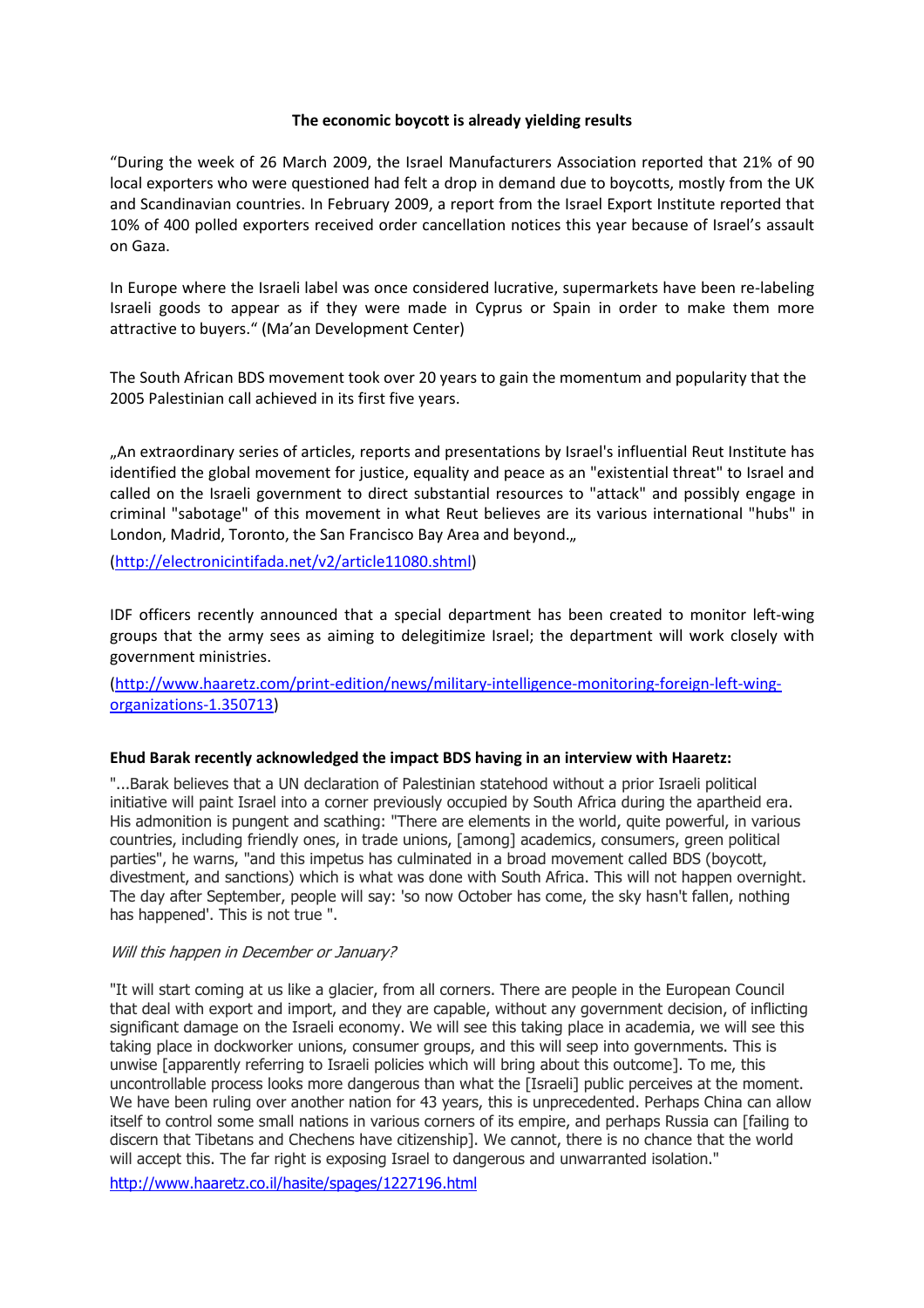**The economic boycott is already yielding results**

"During the week of 26 March 2009, the Israel Manufacturers Association reported that 21% of 90 local exporters who were questioned had felt a drop in demand due to boycotts, mostly from the UK and Scandinavian countries. In February 2009, a report from the Israel Export Institute reported that 10% of 400 polled exporters received order cancellation notices this year because of Israel's assault on Gaza.

In Europe where the Israeli label was once considered lucrative, supermarkets have been re-labeling Israeli goods to appear as if they were made in Cyprus or Spain in order to make them more attractive to buyers." (Ma'an Development Center)

The South African BDS movement took over 20 years to gain the momentum and popularity that the 2005 Palestinian call achieved in its first five years.

„An extraordinary series of articles, reports and presentations by Israel's influential Reut Institute has identified the global movement for justice, equality and peace as an "existential threat" to Israel and called on the Israeli government to direct substantial resources to "attack" and possibly engage in criminal "sabotage" of this movement in what Reut believes are its various international "hubs" in London, Madrid, Toronto, the San Francisco Bay Area and beyond.„

(http://electronicintifada.net/v2/article11080.shtml)

IDF officers recently announced that a special department has been created to monitor left-wing groups that the army sees as aiming to delegitimize Israel; the department will work closely with government ministries.

(http://www.haaretz.com/print-edition/news/military-intelligence-monitoring-foreign-left-wing-organizations-1.350713)

**Ehud Barak recently acknowledged the impact BDS having in an interview with Haaretz:**

"...Barak believes that a UN declaration of Palestinian statehood without a prior Israeli political initiative will paint Israel into a corner previously occupied by South Africa during the apartheid era. His admonition is pungent and scathing: "There are elements in the world, quite powerful, in various countries, including friendly ones, in trade unions, [among] academics, consumers, green political parties", he warns, "and this impetus has culminated in a broad movement called BDS (boycott, divestment, and sanctions) which is what was done with South Africa. This will not happen overnight. The day after September, people will say: 'so now October has come, the sky hasn't fallen, nothing has happened'. This is not true ".

*Will this happen in December or January?*

"It will start coming at us like a glacier, from all corners. There are people in the European Council that deal with export and import, and they are capable, without any government decision, of inflicting significant damage on the Israeli economy. We will see this taking place in academia, we will see this taking place in dockworker unions, consumer groups, and this will seep into governments. This is unwise [apparently referring to Israeli policies which will bring about this outcome]. To me, this uncontrollable process looks more dangerous than what the [Israeli] public perceives at the moment. We have been ruling over another nation for 43 years, this is unprecedented. Perhaps China can allow itself to control some small nations in various corners of its empire, and perhaps Russia can [failing to discern that Tibetans and Chechens have citizenship]. We cannot, there is no chance that the world will accept this. The far right is exposing Israel to dangerous and unwarranted isolation."

http://www.haaretz.co.il/hasite/spages/1227196.html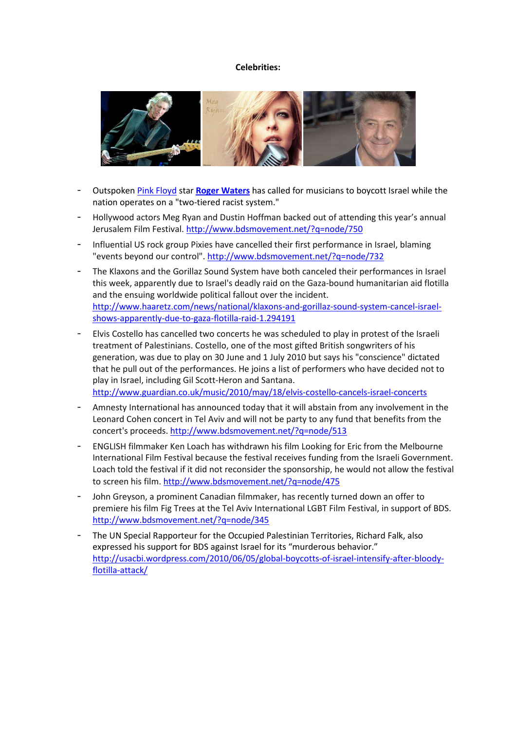**Celebrities:**

- Outspoken Pink Floyd star **Roger Waters** has called for musicians to boycott Israel while the nation operates on a "two-tiered racist system."
- Hollywood actors Meg Ryan and Dustin Hoffman backed out of attending this year's annual Jerusalem Film Festival. http://www.bdsmovement.net/?q=node/750
- Influential US rock group Pixies have cancelled their first performance in Israel, blaming "events beyond our control". http://www.bdsmovement.net/?q=node/732
- The Klaxons and the Gorillaz Sound System have both canceled their performances in Israel this week, apparently due to Israel's deadly raid on the Gaza-bound humanitarian aid flotilla and the ensuing worldwide political fallout over the incident. http://www.haaretz.com/news/national/klaxons-and-gorillaz-sound-system-cancel-israel-shows-apparently-due-to-gaza-flotilla-raid-1.294191
- Elvis Costello has cancelled two concerts he was scheduled to play in protest of the Israeli treatment of Palestinians. Costello, one of the most gifted British songwriters of his generation, was due to play on 30 June and 1 July 2010 but says his "conscience" dictated that he pull out of the performances. He joins a list of performers who have decided not to play in Israel, including Gil Scott-Heron and Santana. http://www.guardian.co.uk/music/2010/may/18/elvis-costello-cancels-israel-concerts
- Amnesty International has announced today that it will abstain from any involvement in the Leonard Cohen concert in Tel Aviv and will not be party to any fund that benefits from the concert's proceeds. http://www.bdsmovement.net/?q=node/513
- ENGLISH filmmaker Ken Loach has withdrawn his film Looking for Eric from the Melbourne International Film Festival because the festival receives funding from the Israeli Government. Loach told the festival if it did not reconsider the sponsorship, he would not allow the festival to screen his film. http://www.bdsmovement.net/?q=node/475
- John Greyson, a prominent Canadian filmmaker, has recently turned down an offer to premiere his film Fig Trees at the Tel Aviv International LGBT Film Festival, in support of BDS. http://www.bdsmovement.net/?q=node/345
- The UN Special Rapporteur for the Occupied Palestinian Territories, Richard Falk, also expressed his support for BDS against Israel for its "murderous behavior." http://usacbi.wordpress.com/2010/06/05/global-boycotts-of-israel-intensify-after-bloody-flotilla-attack/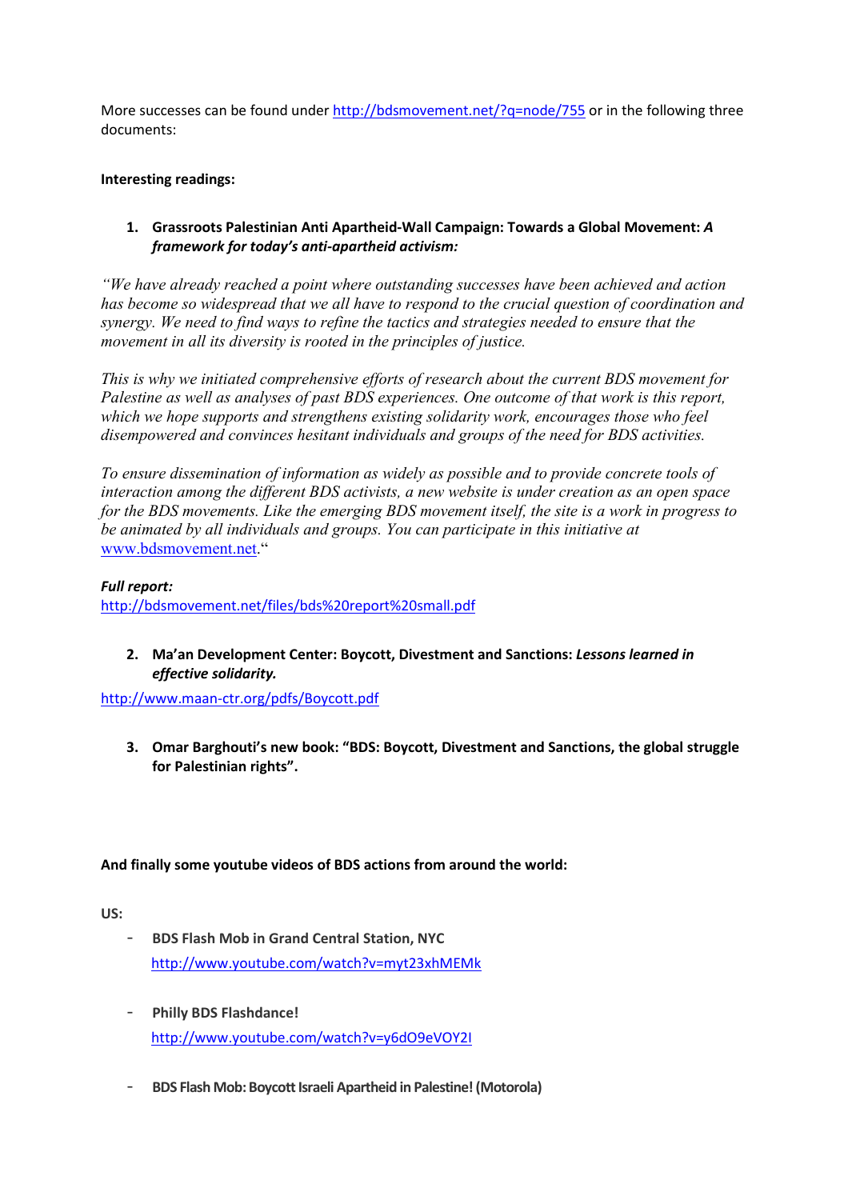More successes can be found under http://bdsmovement.net/?q=node/755 or in the following three documents:

**Interesting readings:**

1. **Grassroots Palestinian Anti Apartheid-Wall Campaign: Towards a Global Movement:** ***A framework for today's anti-apartheid activism:***

*"We have already reached a point where outstanding successes have been achieved and action has become so widespread that we all have to respond to the crucial question of coordination and synergy. We need to find ways to refine the tactics and strategies needed to ensure that the movement in all its diversity is rooted in the principles of justice.*

*This is why we initiated comprehensive efforts of research about the current BDS movement for Palestine as well as analyses of past BDS experiences. One outcome of that work is this report, which we hope supports and strengthens existing solidarity work, encourages those who feel disempowered and convinces hesitant individuals and groups of the need for BDS activities.*

*To ensure dissemination of information as widely as possible and to provide concrete tools of interaction among the different BDS activists, a new website is under creation as an open space for the BDS movements. Like the emerging BDS movement itself, the site is a work in progress to be animated by all individuals and groups. You can participate in this initiative at* www.bdsmovement.net."

***Full report:***
http://bdsmovement.net/files/bds%20report%20small.pdf

2. **Ma'an Development Center: Boycott, Divestment and Sanctions:** ***Lessons learned in effective solidarity.***

http://www.maan-ctr.org/pdfs/Boycott.pdf

3. **Omar Barghouti's new book: "BDS: Boycott, Divestment and Sanctions, the global struggle for Palestinian rights".**

**And finally some youtube videos of BDS actions from around the world:**

**US:**

- **BDS Flash Mob in Grand Central Station, NYC**
  http://www.youtube.com/watch?v=myt23xhMEMk

- **Philly BDS Flashdance!**
  http://www.youtube.com/watch?v=y6dO9eVOY2I

- **BDS Flash Mob: Boycott Israeli Apartheid in Palestine! (Motorola)**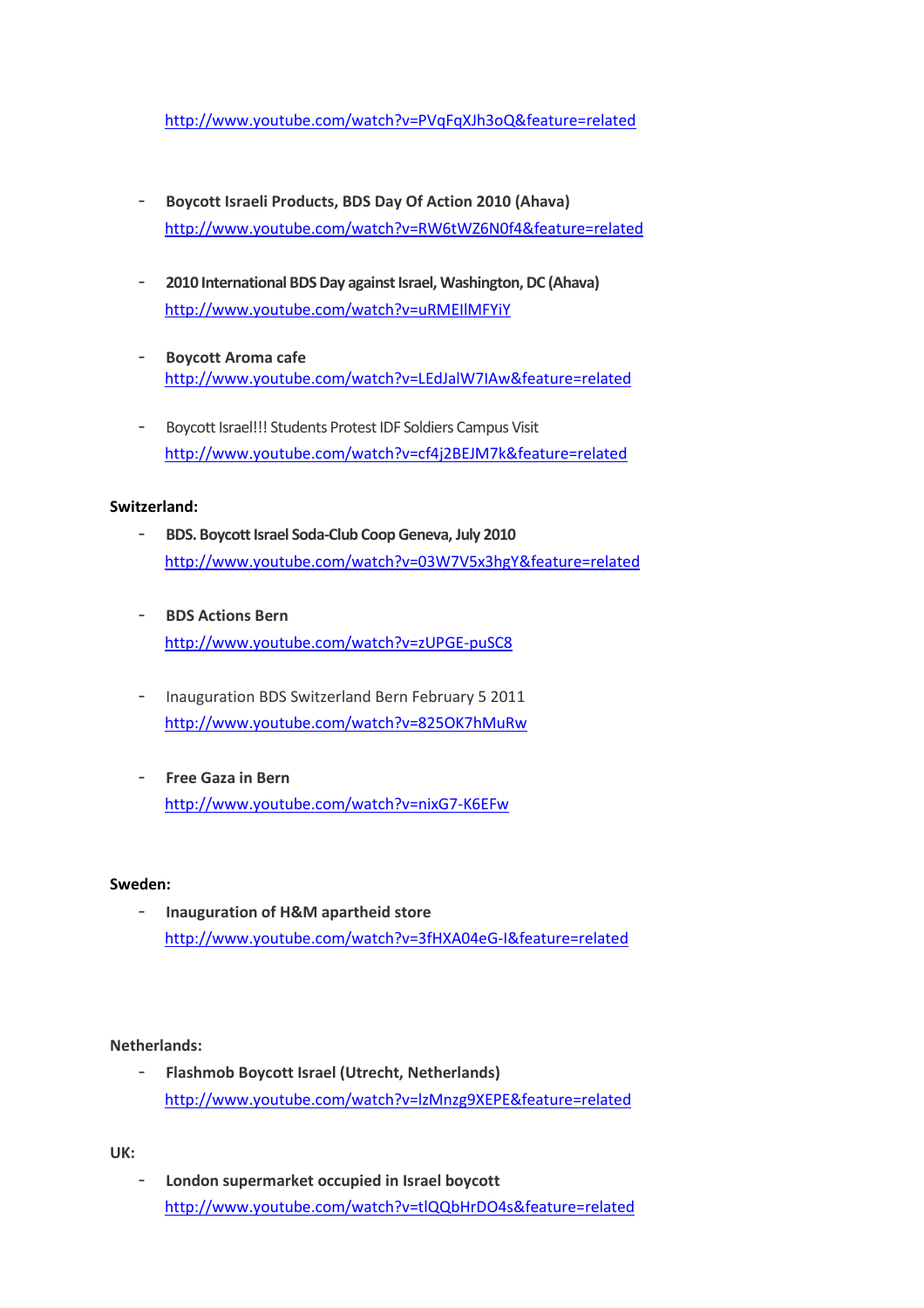http://www.youtube.com/watch?v=PVqFqXJh3oQ&feature=related

- **Boycott Israeli Products, BDS Day Of Action 2010 (Ahava)**
  http://www.youtube.com/watch?v=RW6tWZ6N0f4&feature=related

- **2010 International BDS Day against Israel, Washington, DC (Ahava)**
  http://www.youtube.com/watch?v=uRMEIlMFYiY

- **Boycott Aroma cafe**
  http://www.youtube.com/watch?v=LEdJalW7IAw&feature=related

- Boycott Israel!!! Students Protest IDF Soldiers Campus Visit
  http://www.youtube.com/watch?v=cf4j2BEJM7k&feature=related

**Switzerland:**

- **BDS. Boycott Israel Soda-Club Coop Geneva, July 2010**
  http://www.youtube.com/watch?v=03W7V5x3hgY&feature=related

- **BDS Actions Bern**
  http://www.youtube.com/watch?v=zUPGE-puSC8

- Inauguration BDS Switzerland Bern February 5 2011
  http://www.youtube.com/watch?v=825OK7hMuRw

- **Free Gaza in Bern**
  http://www.youtube.com/watch?v=nixG7-K6EFw

**Sweden:**

- **Inauguration of H&M apartheid store**
  http://www.youtube.com/watch?v=3fHXA04eG-I&feature=related

**Netherlands:**

- **Flashmob Boycott Israel (Utrecht, Netherlands)**
  http://www.youtube.com/watch?v=lzMnzg9XEPE&feature=related

**UK:**

- **London supermarket occupied in Israel boycott**
  http://www.youtube.com/watch?v=tlQQbHrDO4s&feature=related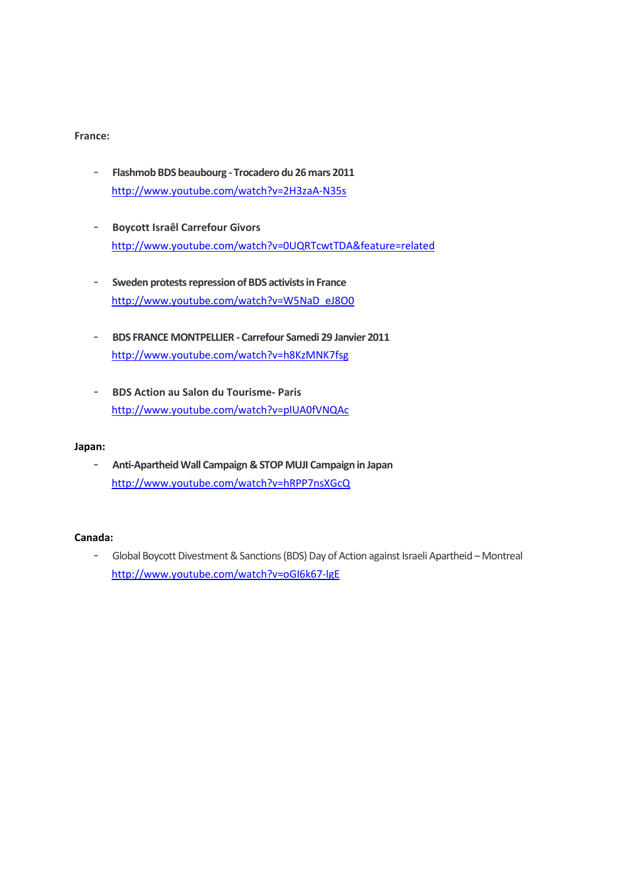**France:**

- **Flashmob BDS beaubourg - Trocadero du 26 mars 2011**
  http://www.youtube.com/watch?v=2H3zaA-N35s

- **Boycott Israêl Carrefour Givors**
  http://www.youtube.com/watch?v=0UQRTcwtTDA&feature=related

- **Sweden protests repression of BDS activists in France**
  http://www.youtube.com/watch?v=W5NaD_eJ8O0

- **BDS FRANCE MONTPELLIER - Carrefour Samedi 29 Janvier 2011**
  http://www.youtube.com/watch?v=h8KzMNK7fsg

- **BDS Action au Salon du Tourisme- Paris**
  http://www.youtube.com/watch?v=plUA0fVNQAc

**Japan:**

- **Anti-Apartheid Wall Campaign & STOP MUJI Campaign in Japan**
  http://www.youtube.com/watch?v=hRPP7nsXGcQ

**Canada:**

- Global Boycott Divestment & Sanctions (BDS) Day of Action against Israeli Apartheid – Montreal
  http://www.youtube.com/watch?v=oGI6k67-lgE